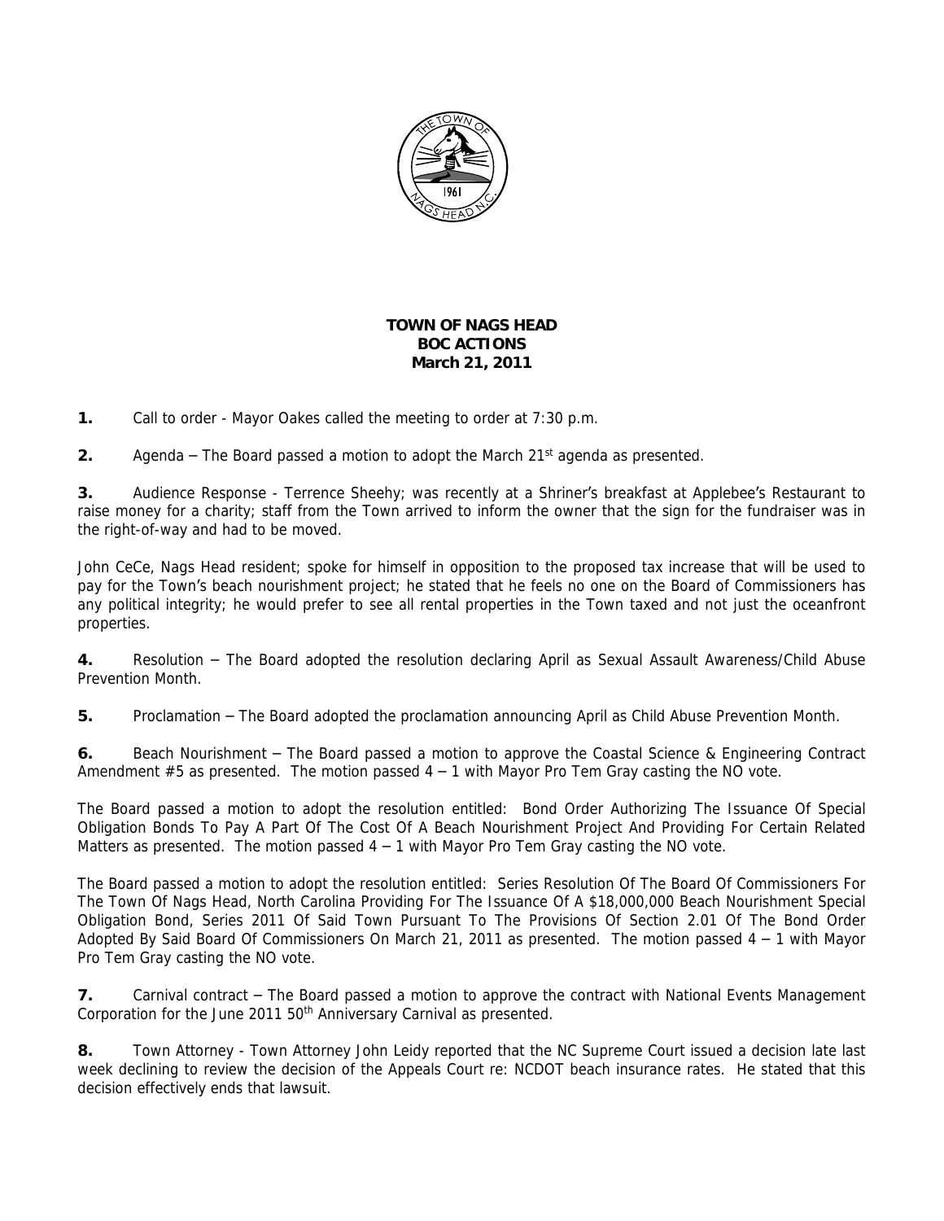**TOWN OF NAGS HEAD**
**BOC ACTIONS**
**March 21, 2011**

**1.** Call to order - Mayor Oakes called the meeting to order at 7:30 p.m.

**2.** Agenda – The Board passed a motion to adopt the March 21st agenda as presented.

**3.** Audience Response - Terrence Sheehy; was recently at a Shriner's breakfast at Applebee's Restaurant to raise money for a charity; staff from the Town arrived to inform the owner that the sign for the fundraiser was in the right-of-way and had to be moved.

John CeCe, Nags Head resident; spoke for himself in opposition to the proposed tax increase that will be used to pay for the Town's beach nourishment project; he stated that he feels no one on the Board of Commissioners has any political integrity; he would prefer to see all rental properties in the Town taxed and not just the oceanfront properties.

**4.** Resolution – The Board adopted the resolution declaring April as Sexual Assault Awareness/Child Abuse Prevention Month.

**5.** Proclamation – The Board adopted the proclamation announcing April as Child Abuse Prevention Month.

**6.** Beach Nourishment – The Board passed a motion to approve the Coastal Science & Engineering Contract Amendment #5 as presented. The motion passed 4 – 1 with Mayor Pro Tem Gray casting the NO vote.

The Board passed a motion to adopt the resolution entitled: Bond Order Authorizing The Issuance Of Special Obligation Bonds To Pay A Part Of The Cost Of A Beach Nourishment Project And Providing For Certain Related Matters as presented. The motion passed 4 – 1 with Mayor Pro Tem Gray casting the NO vote.

The Board passed a motion to adopt the resolution entitled: Series Resolution Of The Board Of Commissioners For The Town Of Nags Head, North Carolina Providing For The Issuance Of A $18,000,000 Beach Nourishment Special Obligation Bond, Series 2011 Of Said Town Pursuant To The Provisions Of Section 2.01 Of The Bond Order Adopted By Said Board Of Commissioners On March 21, 2011 as presented. The motion passed 4 – 1 with Mayor Pro Tem Gray casting the NO vote.

**7.** Carnival contract – The Board passed a motion to approve the contract with National Events Management Corporation for the June 2011 50th Anniversary Carnival as presented.

**8.** Town Attorney - Town Attorney John Leidy reported that the NC Supreme Court issued a decision late last week declining to review the decision of the Appeals Court re: NCDOT beach insurance rates. He stated that this decision effectively ends that lawsuit.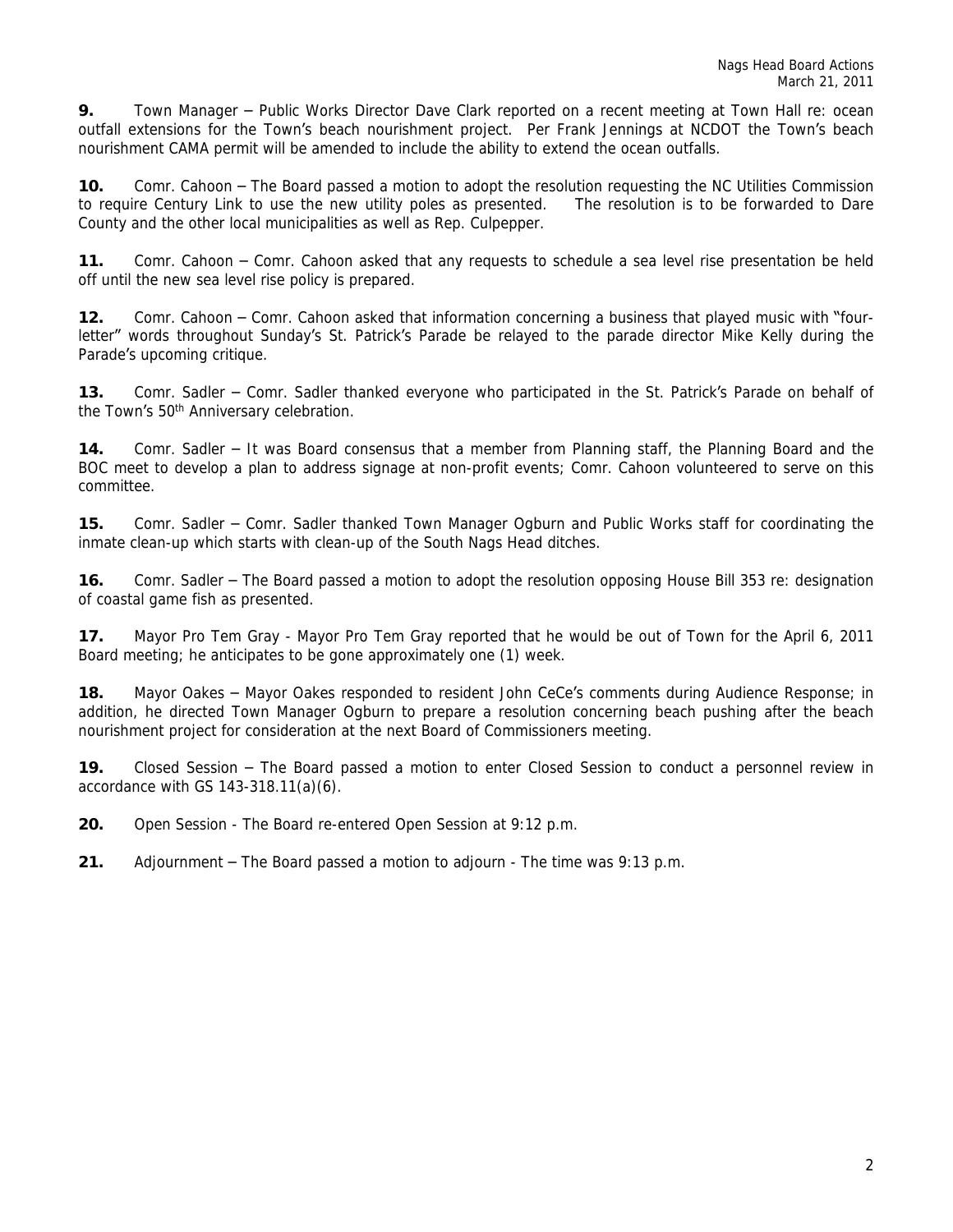**9.** Town Manager – Public Works Director Dave Clark reported on a recent meeting at Town Hall re: ocean outfall extensions for the Town's beach nourishment project. Per Frank Jennings at NCDOT the Town's beach nourishment CAMA permit will be amended to include the ability to extend the ocean outfalls.

**10.** Comr. Cahoon – The Board passed a motion to adopt the resolution requesting the NC Utilities Commission to require Century Link to use the new utility poles as presented. The resolution is to be forwarded to Dare County and the other local municipalities as well as Rep. Culpepper.

**11.** Comr. Cahoon – Comr. Cahoon asked that any requests to schedule a sea level rise presentation be held off until the new sea level rise policy is prepared.

**12.** Comr. Cahoon – Comr. Cahoon asked that information concerning a business that played music with "four-letter" words throughout Sunday's St. Patrick's Parade be relayed to the parade director Mike Kelly during the Parade's upcoming critique.

**13.** Comr. Sadler – Comr. Sadler thanked everyone who participated in the St. Patrick's Parade on behalf of the Town's 50th Anniversary celebration.

**14.** Comr. Sadler – It was Board consensus that a member from Planning staff, the Planning Board and the BOC meet to develop a plan to address signage at non-profit events; Comr. Cahoon volunteered to serve on this committee.

**15.** Comr. Sadler – Comr. Sadler thanked Town Manager Ogburn and Public Works staff for coordinating the inmate clean-up which starts with clean-up of the South Nags Head ditches.

**16.** Comr. Sadler – The Board passed a motion to adopt the resolution opposing House Bill 353 re: designation of coastal game fish as presented.

**17.** Mayor Pro Tem Gray - Mayor Pro Tem Gray reported that he would be out of Town for the April 6, 2011 Board meeting; he anticipates to be gone approximately one (1) week.

**18.** Mayor Oakes – Mayor Oakes responded to resident John CeCe's comments during Audience Response; in addition, he directed Town Manager Ogburn to prepare a resolution concerning beach pushing after the beach nourishment project for consideration at the next Board of Commissioners meeting.

**19.** Closed Session – The Board passed a motion to enter Closed Session to conduct a personnel review in accordance with GS 143-318.11(a)(6).

**20.** Open Session - The Board re-entered Open Session at 9:12 p.m.

**21.** Adjournment – The Board passed a motion to adjourn - The time was 9:13 p.m.